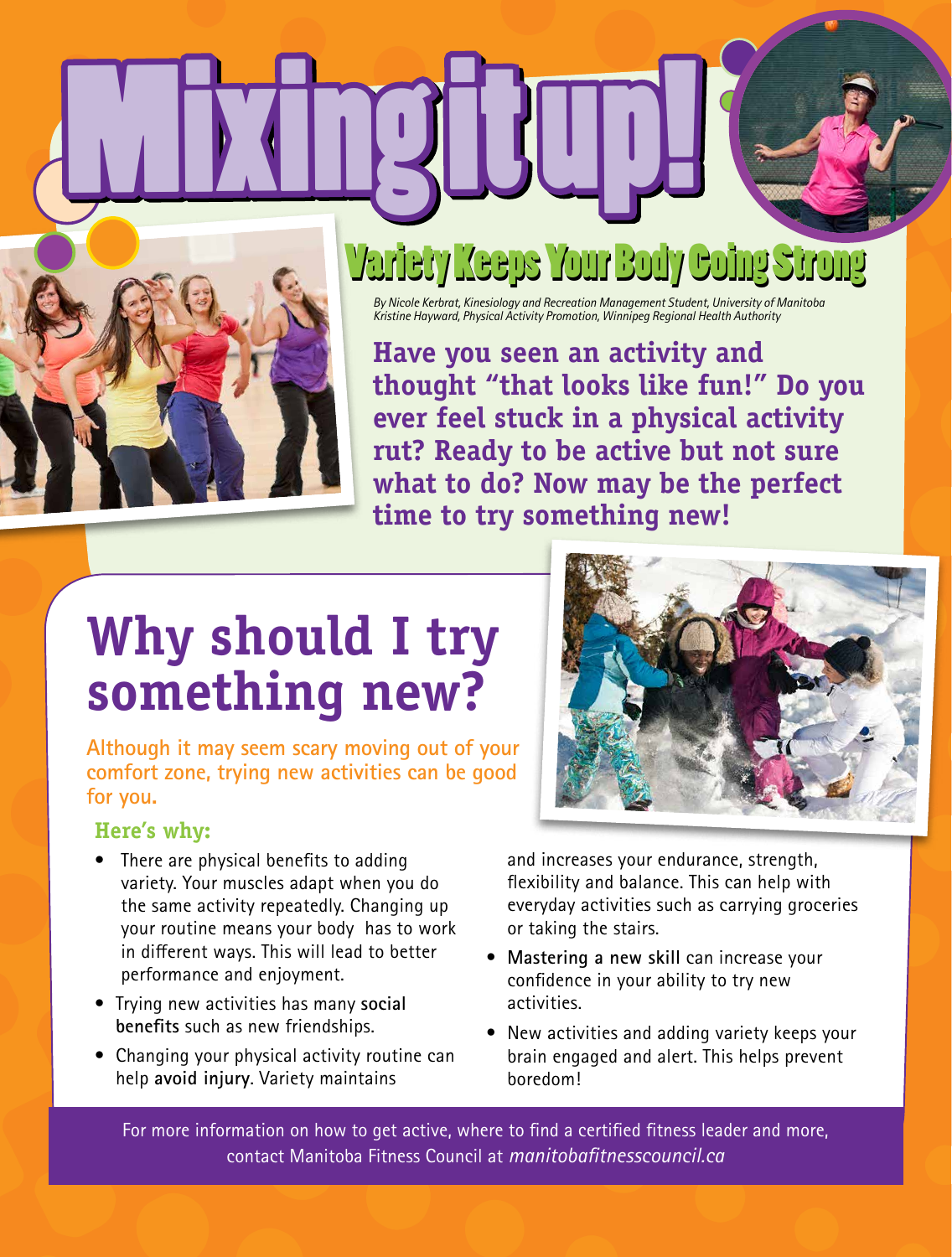# Mixing it up!

## Variety Keeps Your Body Going Strong

*By Nicole Kerbrat, Kinesiology and Recreation Management Student, University of Manitoba*
*Kristine Hayward, Physical Activity Promotion, Winnipeg Regional Health Authority*

**Have you seen an activity and thought "that looks like fun!" Do you ever feel stuck in a physical activity rut? Ready to be active but not sure what to do? Now may be the perfect time to try something new!**

# Why should I try something new?

Although it may seem scary moving out of your comfort zone, trying new activities can be good for you.

### Here's why:

- There are physical benefits to adding variety. Your muscles adapt when you do the same activity repeatedly. Changing up your routine means your body has to work in different ways. This will lead to better performance and enjoyment.
- Trying new activities has many **social benefits** such as new friendships.
- Changing your physical activity routine can help **avoid injury**. Variety maintains and increases your endurance, strength, flexibility and balance. This can help with everyday activities such as carrying groceries or taking the stairs.
- **Mastering a new skill** can increase your confidence in your ability to try new activities.
- New activities and adding variety keeps your brain engaged and alert. This helps prevent boredom!

For more information on how to get active, where to find a certified fitness leader and more, contact Manitoba Fitness Council at *manitobafitnesscouncil.ca*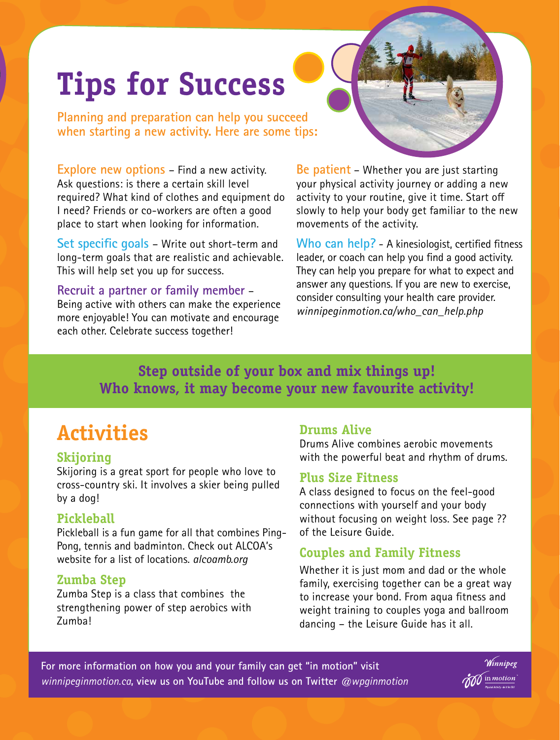# Tips for Success

**Planning and preparation can help you succeed when starting a new activity. Here are some tips:**

**Explore new options** – Find a new activity. Ask questions: is there a certain skill level required? What kind of clothes and equipment do I need? Friends or co-workers are often a good place to start when looking for information.

**Set specific goals** – Write out short-term and long-term goals that are realistic and achievable. This will help set you up for success.

**Recruit a partner or family member** – Being active with others can make the experience more enjoyable! You can motivate and encourage each other. Celebrate success together!

**Be patient** – Whether you are just starting your physical activity journey or adding a new activity to your routine, give it time. Start off slowly to help your body get familiar to the new movements of the activity.

**Who can help?** - A kinesiologist, certified fitness leader, or coach can help you find a good activity. They can help you prepare for what to expect and answer any questions. If you are new to exercise, consider consulting your health care provider. *winnipeginmotion.ca/who_can_help.php*

**Step outside of your box and mix things up! Who knows, it may become your new favourite activity!**

## Activities

### Skijoring

Skijoring is a great sport for people who love to cross-country ski. It involves a skier being pulled by a dog!

### Pickleball

Pickleball is a fun game for all that combines Ping-Pong, tennis and badminton. Check out ALCOA's website for a list of locations. *alcoamb.org*

### Zumba Step

Zumba Step is a class that combines the strengthening power of step aerobics with Zumba!

### Drums Alive

Drums Alive combines aerobic movements with the powerful beat and rhythm of drums.

### Plus Size Fitness

A class designed to focus on the feel-good connections with yourself and your body without focusing on weight loss. See page ?? of the Leisure Guide.

### Couples and Family Fitness

Whether it is just mom and dad or the whole family, exercising together can be a great way to increase your bond. From aqua fitness and weight training to couples yoga and ballroom dancing – the Leisure Guide has it all.

**For more information on how you and your family can get "in motion" visit** *winnipeginmotion.ca*, **view us on YouTube and follow us on Twitter** *@wpginmotion*

Winnipeg in motion